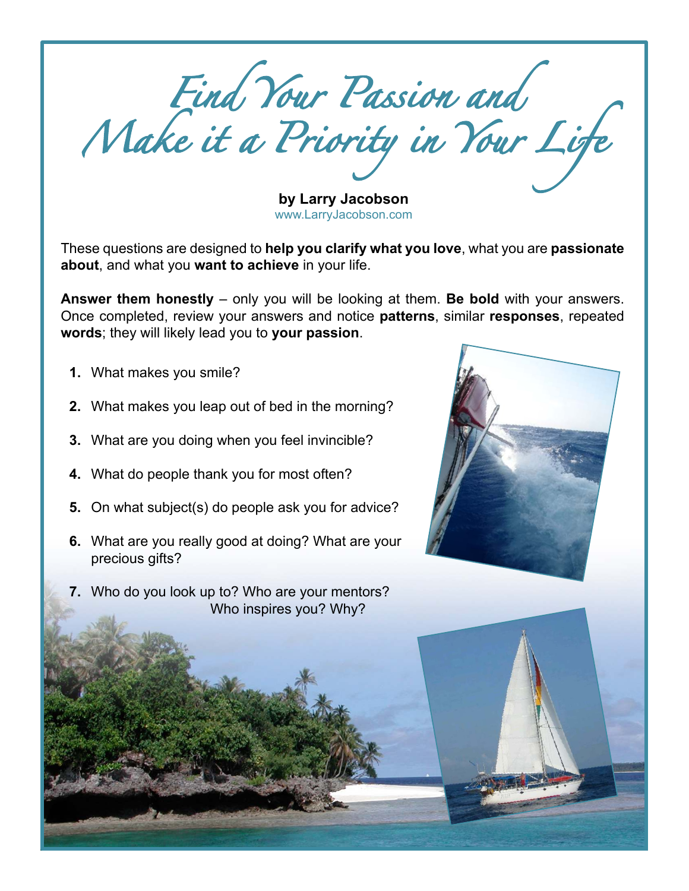# Find Your Passion and Make it a Priority in Your Life

**by Larry Jacobson**
www.LarryJacobson.com

These questions are designed to **help you clarify what you love**, what you are **passionate about**, and what you **want to achieve** in your life.

**Answer them honestly** – only you will be looking at them. **Be bold** with your answers. Once completed, review your answers and notice **patterns**, similar **responses**, repeated **words**; they will likely lead you to **your passion**.

1. What makes you smile?
2. What makes you leap out of bed in the morning?
3. What are you doing when you feel invincible?
4. What do people thank you for most often?
5. On what subject(s) do people ask you for advice?
6. What are you really good at doing? What are your precious gifts?
7. Who do you look up to? Who are your mentors? Who inspires you? Why?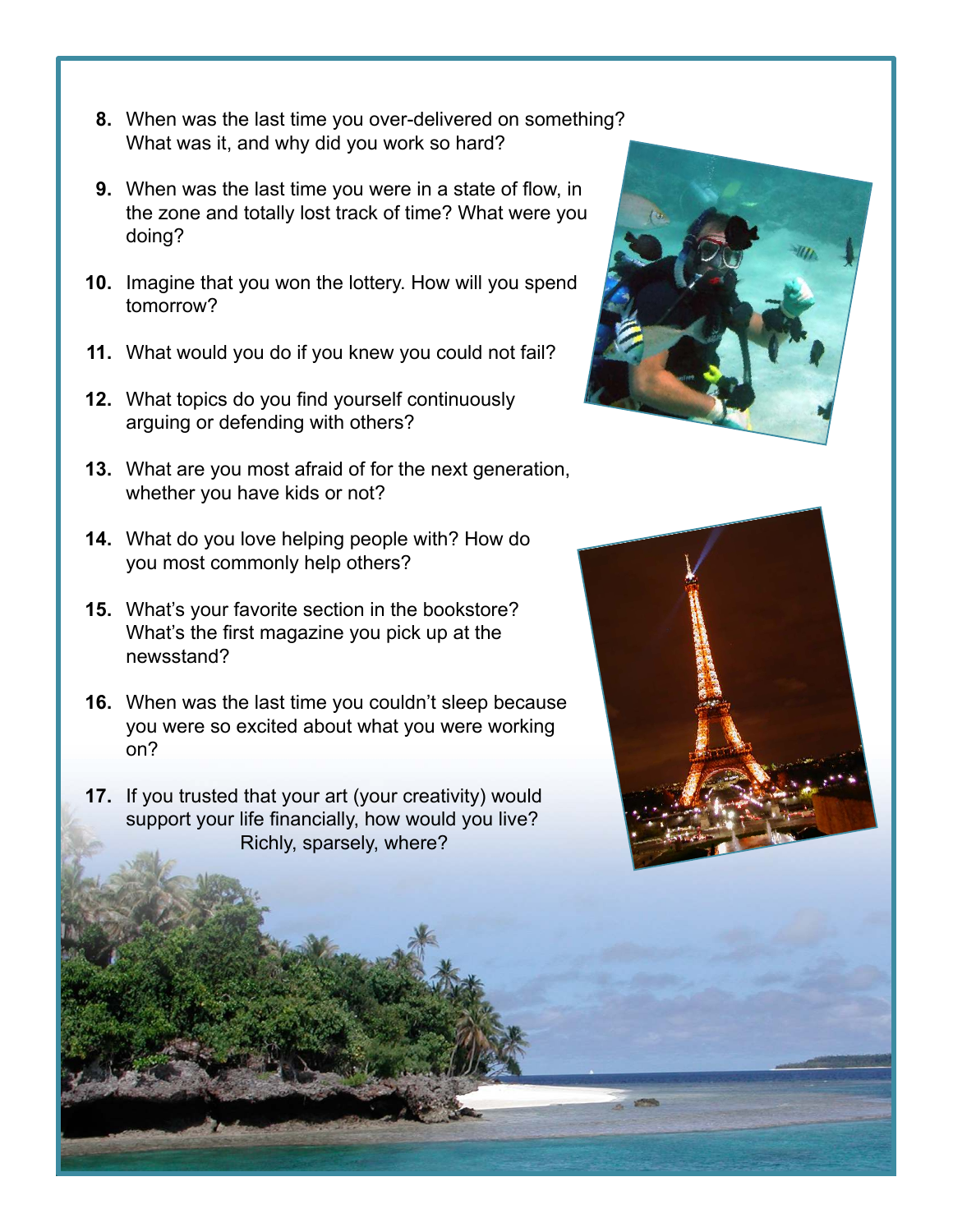8. When was the last time you over-delivered on something? What was it, and why did you work so hard?

9. When was the last time you were in a state of flow, in the zone and totally lost track of time? What were you doing?

10. Imagine that you won the lottery. How will you spend tomorrow?

11. What would you do if you knew you could not fail?

12. What topics do you find yourself continuously arguing or defending with others?

13. What are you most afraid of for the next generation, whether you have kids or not?

14. What do you love helping people with? How do you most commonly help others?

15. What's your favorite section in the bookstore? What's the first magazine you pick up at the newsstand?

16. When was the last time you couldn't sleep because you were so excited about what you were working on?

17. If you trusted that your art (your creativity) would support your life financially, how would you live? Richly, sparsely, where?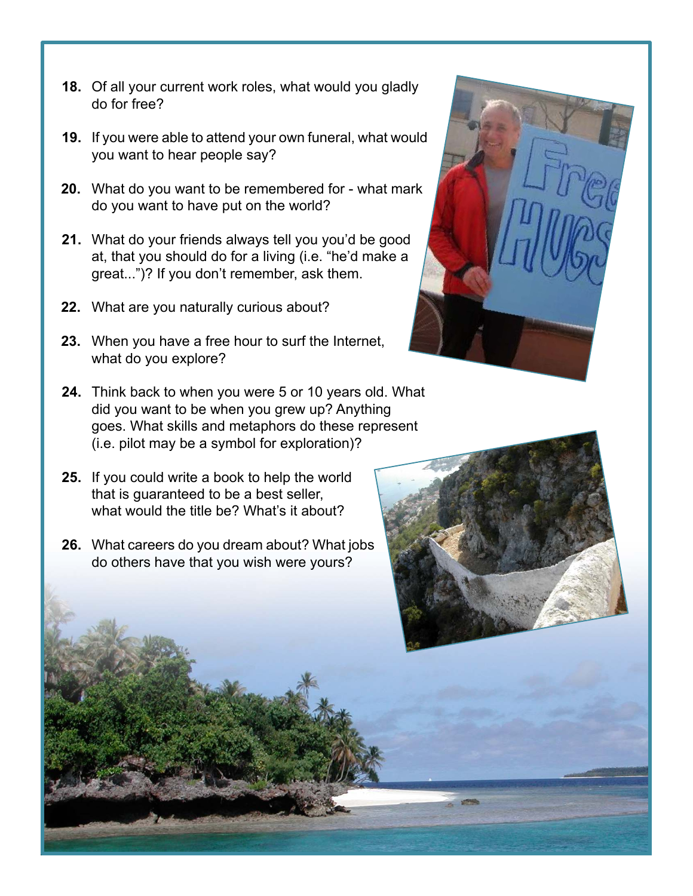18. Of all your current work roles, what would you gladly do for free?

19. If you were able to attend your own funeral, what would you want to hear people say?

20. What do you want to be remembered for - what mark do you want to have put on the world?

21. What do your friends always tell you you'd be good at, that you should do for a living (i.e. "he'd make a great...")? If you don't remember, ask them.

22. What are you naturally curious about?

23. When you have a free hour to surf the Internet, what do you explore?

24. Think back to when you were 5 or 10 years old. What did you want to be when you grew up? Anything goes. What skills and metaphors do these represent (i.e. pilot may be a symbol for exploration)?

25. If you could write a book to help the world that is guaranteed to be a best seller, what would the title be? What's it about?

26. What careers do you dream about? What jobs do others have that you wish were yours?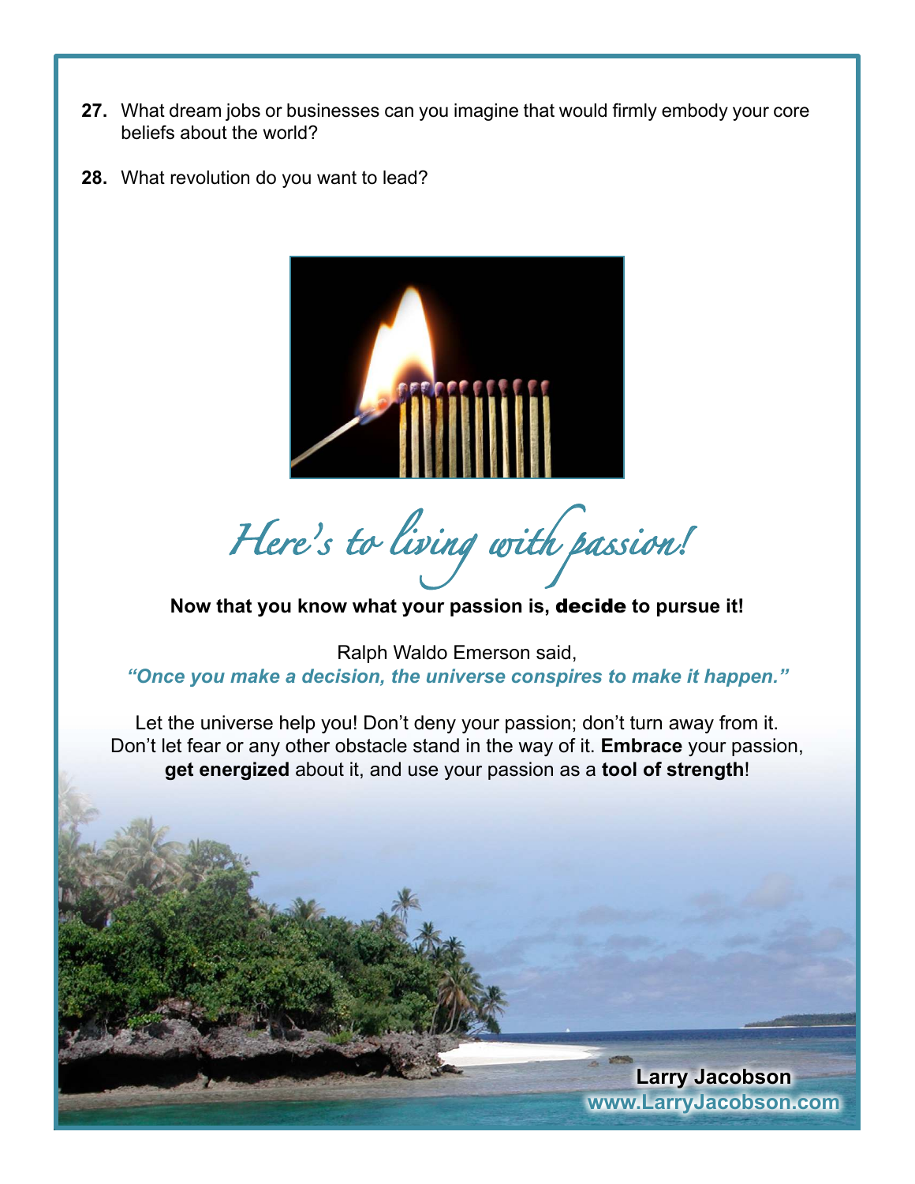27. What dream jobs or businesses can you imagine that would firmly embody your core beliefs about the world?

28. What revolution do you want to lead?

*Here's to living with passion!*

**Now that you know what your passion is, decide to pursue it!**

Ralph Waldo Emerson said,
***"Once you make a decision, the universe conspires to make it happen."***

Let the universe help you! Don't deny your passion; don't turn away from it. Don't let fear or any other obstacle stand in the way of it. **Embrace** your passion, **get energized** about it, and use your passion as a **tool of strength**!

**Larry Jacobson**
**www.LarryJacobson.com**